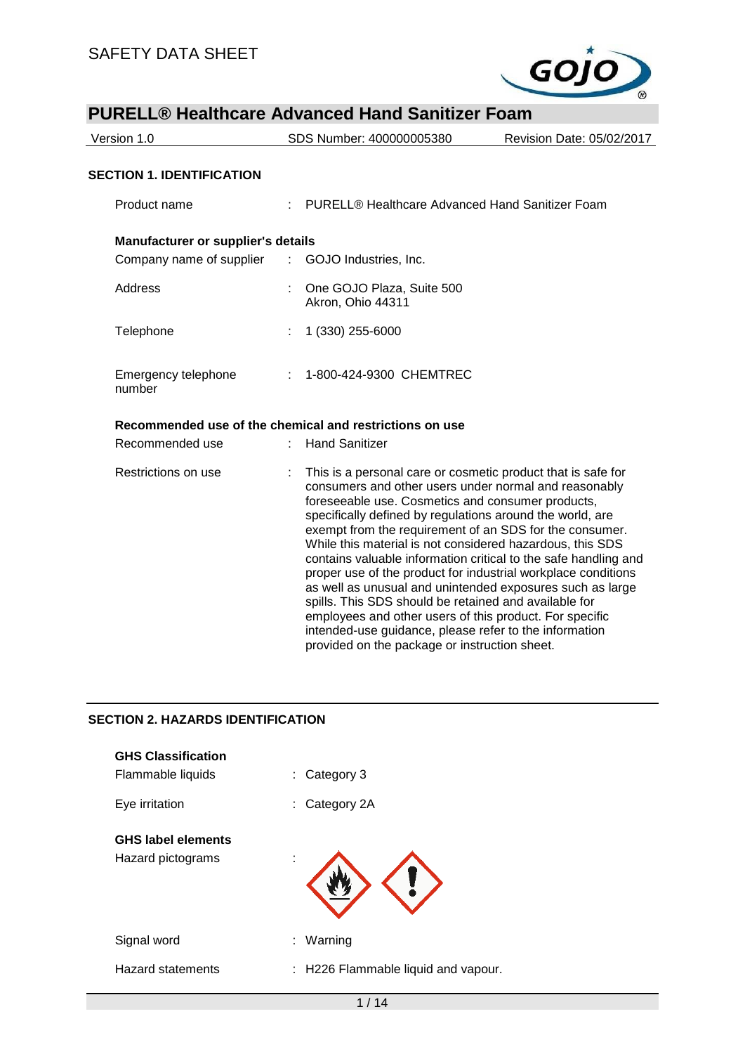SAFETY DATA SHEET

# PURELL® Healthcare Advanced Hand Sanitizer Foam

| Version 1.0 | SDS Number: 400000005380 | Revision Date: 05/02/2017 |
| --- | --- | --- |

## SECTION 1. IDENTIFICATION

Product name : PURELL® Healthcare Advanced Hand Sanitizer Foam

**Manufacturer or supplier's details**

Company name of supplier : GOJO Industries, Inc.

Address : One GOJO Plaza, Suite 500
Akron, Ohio 44311

Telephone : 1 (330) 255-6000

Emergency telephone number : 1-800-424-9300 CHEMTREC

**Recommended use of the chemical and restrictions on use**

Recommended use : Hand Sanitizer

Restrictions on use : This is a personal care or cosmetic product that is safe for consumers and other users under normal and reasonably foreseeable use. Cosmetics and consumer products, specifically defined by regulations around the world, are exempt from the requirement of an SDS for the consumer. While this material is not considered hazardous, this SDS contains valuable information critical to the safe handling and proper use of the product for industrial workplace conditions as well as unusual and unintended exposures such as large spills. This SDS should be retained and available for employees and other users of this product. For specific intended-use guidance, please refer to the information provided on the package or instruction sheet.

## SECTION 2. HAZARDS IDENTIFICATION

**GHS Classification**

Flammable liquids : Category 3

Eye irritation : Category 2A

**GHS label elements**

Hazard pictograms :

Signal word : Warning

Hazard statements : H226 Flammable liquid and vapour.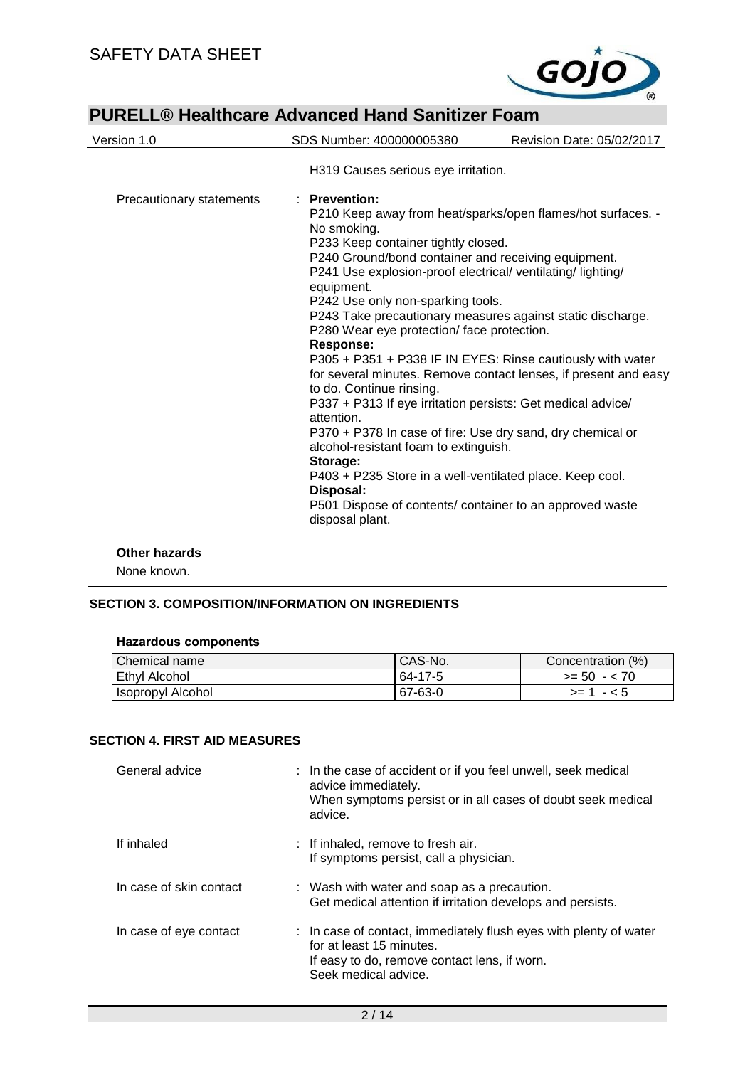H319 Causes serious eye irritation.

Precautionary statements : **Prevention:**
P210 Keep away from heat/sparks/open flames/hot surfaces. - No smoking.
P233 Keep container tightly closed.
P240 Ground/bond container and receiving equipment.
P241 Use explosion-proof electrical/ ventilating/ lighting/ equipment.
P242 Use only non-sparking tools.
P243 Take precautionary measures against static discharge.
P280 Wear eye protection/ face protection.
**Response:**
P305 + P351 + P338 IF IN EYES: Rinse cautiously with water for several minutes. Remove contact lenses, if present and easy to do. Continue rinsing.
P337 + P313 If eye irritation persists: Get medical advice/ attention.
P370 + P378 In case of fire: Use dry sand, dry chemical or alcohol-resistant foam to extinguish.
**Storage:**
P403 + P235 Store in a well-ventilated place. Keep cool.
**Disposal:**
P501 Dispose of contents/ container to an approved waste disposal plant.

**Other hazards**

None known.

## SECTION 3. COMPOSITION/INFORMATION ON INGREDIENTS

**Hazardous components**

| Chemical name | CAS-No. | Concentration (%) |
|---|---|---|
| Ethyl Alcohol | 64-17-5 | >= 50 - < 70 |
| Isopropyl Alcohol | 67-63-0 | >= 1 - < 5 |

## SECTION 4. FIRST AID MEASURES

General advice : In the case of accident or if you feel unwell, seek medical advice immediately.
When symptoms persist or in all cases of doubt seek medical advice.

If inhaled : If inhaled, remove to fresh air.
If symptoms persist, call a physician.

In case of skin contact : Wash with water and soap as a precaution.
Get medical attention if irritation develops and persists.

In case of eye contact : In case of contact, immediately flush eyes with plenty of water for at least 15 minutes.
If easy to do, remove contact lens, if worn.
Seek medical advice.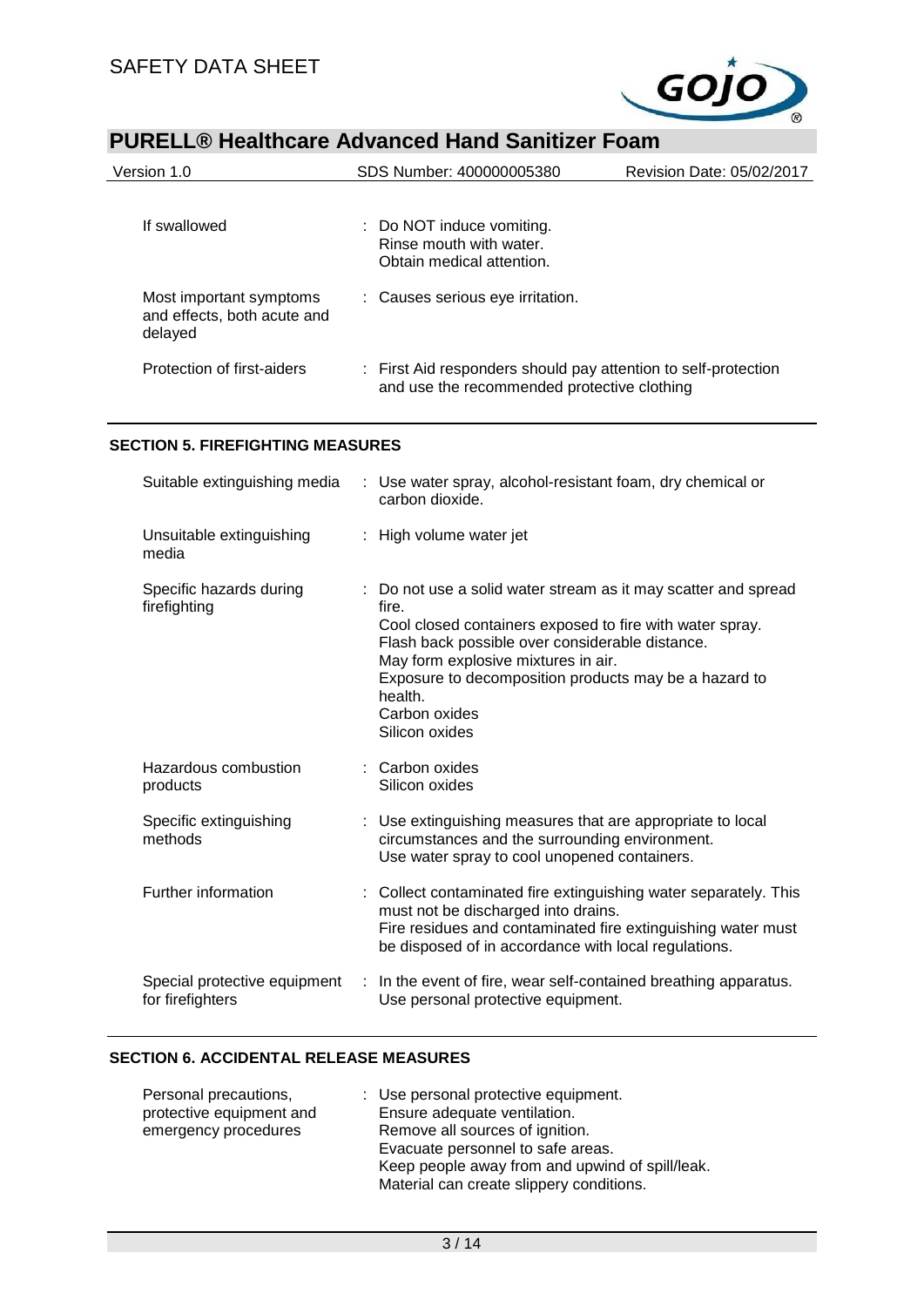| | |
|---|---|
| If swallowed | : Do NOT induce vomiting.<br>Rinse mouth with water.<br>Obtain medical attention. |
| Most important symptoms and effects, both acute and delayed | : Causes serious eye irritation. |
| Protection of first-aiders | : First Aid responders should pay attention to self-protection and use the recommended protective clothing |

## SECTION 5. FIREFIGHTING MEASURES

| | |
|---|---|
| Suitable extinguishing media | : Use water spray, alcohol-resistant foam, dry chemical or carbon dioxide. |
| Unsuitable extinguishing media | : High volume water jet |
| Specific hazards during firefighting | : Do not use a solid water stream as it may scatter and spread fire.<br>Cool closed containers exposed to fire with water spray.<br>Flash back possible over considerable distance.<br>May form explosive mixtures in air.<br>Exposure to decomposition products may be a hazard to health.<br>Carbon oxides<br>Silicon oxides |
| Hazardous combustion products | : Carbon oxides<br>Silicon oxides |
| Specific extinguishing methods | : Use extinguishing measures that are appropriate to local circumstances and the surrounding environment.<br>Use water spray to cool unopened containers. |
| Further information | : Collect contaminated fire extinguishing water separately. This must not be discharged into drains.<br>Fire residues and contaminated fire extinguishing water must be disposed of in accordance with local regulations. |
| Special protective equipment for firefighters | : In the event of fire, wear self-contained breathing apparatus.<br>Use personal protective equipment. |

## SECTION 6. ACCIDENTAL RELEASE MEASURES

| | |
|---|---|
| Personal precautions, protective equipment and emergency procedures | : Use personal protective equipment.<br>Ensure adequate ventilation.<br>Remove all sources of ignition.<br>Evacuate personnel to safe areas.<br>Keep people away from and upwind of spill/leak.<br>Material can create slippery conditions. |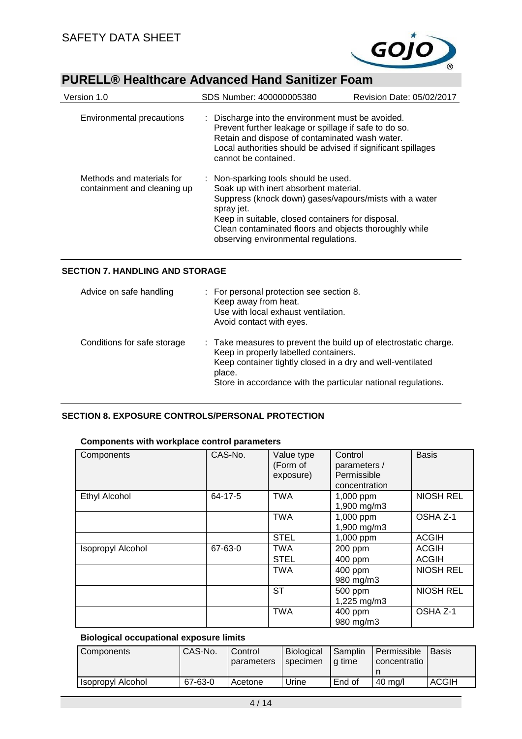| | |
|---|---|
| Environmental precautions | : Discharge into the environment must be avoided.<br>Prevent further leakage or spillage if safe to do so.<br>Retain and dispose of contaminated wash water.<br>Local authorities should be advised if significant spillages cannot be contained. |
| Methods and materials for containment and cleaning up | : Non-sparking tools should be used.<br>Soak up with inert absorbent material.<br>Suppress (knock down) gases/vapours/mists with a water spray jet.<br>Keep in suitable, closed containers for disposal.<br>Clean contaminated floors and objects thoroughly while observing environmental regulations. |

## SECTION 7. HANDLING AND STORAGE

| | |
|---|---|
| Advice on safe handling | : For personal protection see section 8.<br>Keep away from heat.<br>Use with local exhaust ventilation.<br>Avoid contact with eyes. |
| Conditions for safe storage | : Take measures to prevent the build up of electrostatic charge.<br>Keep in properly labelled containers.<br>Keep container tightly closed in a dry and well-ventilated place.<br>Store in accordance with the particular national regulations. |

## SECTION 8. EXPOSURE CONTROLS/PERSONAL PROTECTION

### Components with workplace control parameters

| Components | CAS-No. | Value type (Form of exposure) | Control parameters / Permissible concentration | Basis |
|---|---|---|---|---|
| Ethyl Alcohol | 64-17-5 | TWA | 1,000 ppm<br>1,900 mg/m3 | NIOSH REL |
| | | TWA | 1,000 ppm<br>1,900 mg/m3 | OSHA Z-1 |
| | | STEL | 1,000 ppm | ACGIH |
| Isopropyl Alcohol | 67-63-0 | TWA | 200 ppm | ACGIH |
| | | STEL | 400 ppm | ACGIH |
| | | TWA | 400 ppm<br>980 mg/m3 | NIOSH REL |
| | | ST | 500 ppm<br>1,225 mg/m3 | NIOSH REL |
| | | TWA | 400 ppm<br>980 mg/m3 | OSHA Z-1 |

### Biological occupational exposure limits

| Components | CAS-No. | Control parameters | Biological specimen | Sampling time | Permissible concentration | Basis |
|---|---|---|---|---|---|---|
| Isopropyl Alcohol | 67-63-0 | Acetone | Urine | End of | 40 mg/l | ACGIH |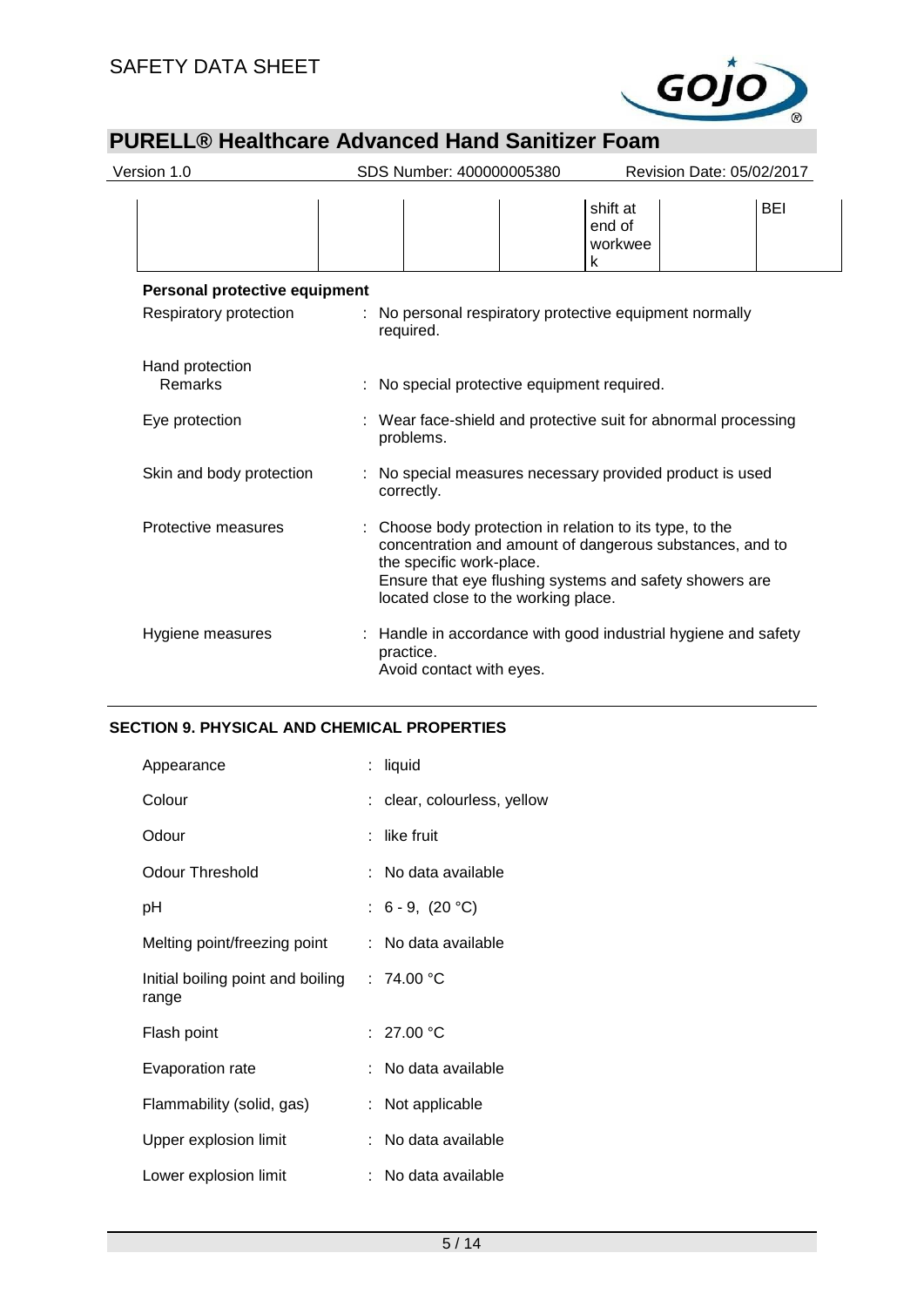|  |  |  |  | shift at end of workweek |  | BEI |
|---|---|---|---|---|---|---|

**Personal protective equipment**

Respiratory protection : No personal respiratory protective equipment normally required.

Hand protection
Remarks : No special protective equipment required.

Eye protection : Wear face-shield and protective suit for abnormal processing problems.

Skin and body protection : No special measures necessary provided product is used correctly.

Protective measures : Choose body protection in relation to its type, to the concentration and amount of dangerous substances, and to the specific work-place.
Ensure that eye flushing systems and safety showers are located close to the working place.

Hygiene measures : Handle in accordance with good industrial hygiene and safety practice.
Avoid contact with eyes.

## SECTION 9. PHYSICAL AND CHEMICAL PROPERTIES

| Property | Value |
|---|---|
| Appearance | liquid |
| Colour | clear, colourless, yellow |
| Odour | like fruit |
| Odour Threshold | No data available |
| pH | 6 - 9, (20 °C) |
| Melting point/freezing point | No data available |
| Initial boiling point and boiling range | 74.00 °C |
| Flash point | 27.00 °C |
| Evaporation rate | No data available |
| Flammability (solid, gas) | Not applicable |
| Upper explosion limit | No data available |
| Lower explosion limit | No data available |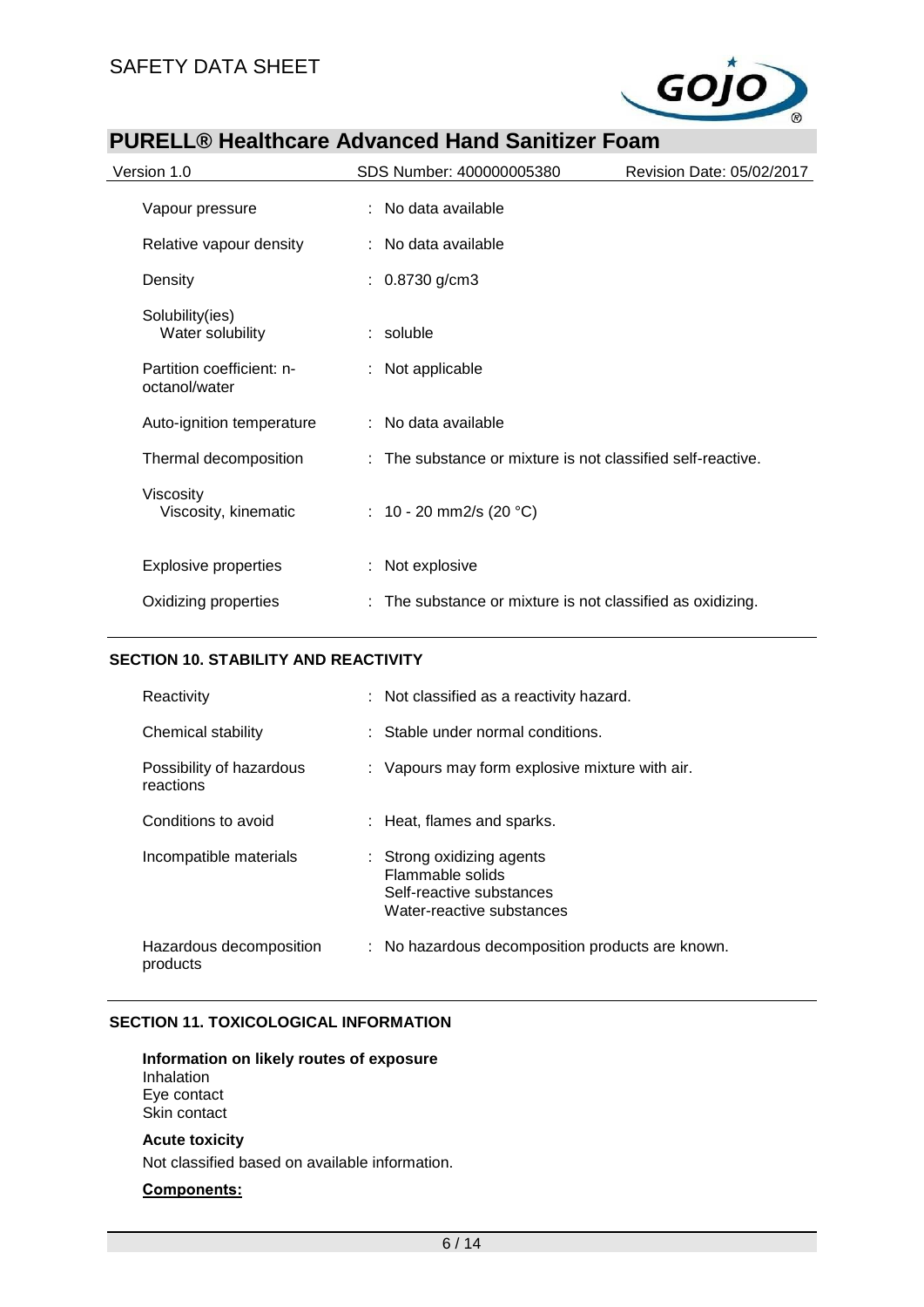| | |
|---|---|
| Vapour pressure | : No data available |
| Relative vapour density | : No data available |
| Density | : 0.8730 g/cm3 |
| Solubility(ies)<br>Water solubility | : soluble |
| Partition coefficient: n-octanol/water | : Not applicable |
| Auto-ignition temperature | : No data available |
| Thermal decomposition | : The substance or mixture is not classified self-reactive. |
| Viscosity<br>Viscosity, kinematic | : 10 - 20 mm2/s (20 °C) |
| Explosive properties | : Not explosive |
| Oxidizing properties | : The substance or mixture is not classified as oxidizing. |

## SECTION 10. STABILITY AND REACTIVITY

| | |
|---|---|
| Reactivity | : Not classified as a reactivity hazard. |
| Chemical stability | : Stable under normal conditions. |
| Possibility of hazardous reactions | : Vapours may form explosive mixture with air. |
| Conditions to avoid | : Heat, flames and sparks. |
| Incompatible materials | : Strong oxidizing agents<br>Flammable solids<br>Self-reactive substances<br>Water-reactive substances |
| Hazardous decomposition products | : No hazardous decomposition products are known. |

## SECTION 11. TOXICOLOGICAL INFORMATION

**Information on likely routes of exposure**
Inhalation
Eye contact
Skin contact

**Acute toxicity**

Not classified based on available information.

**Components:**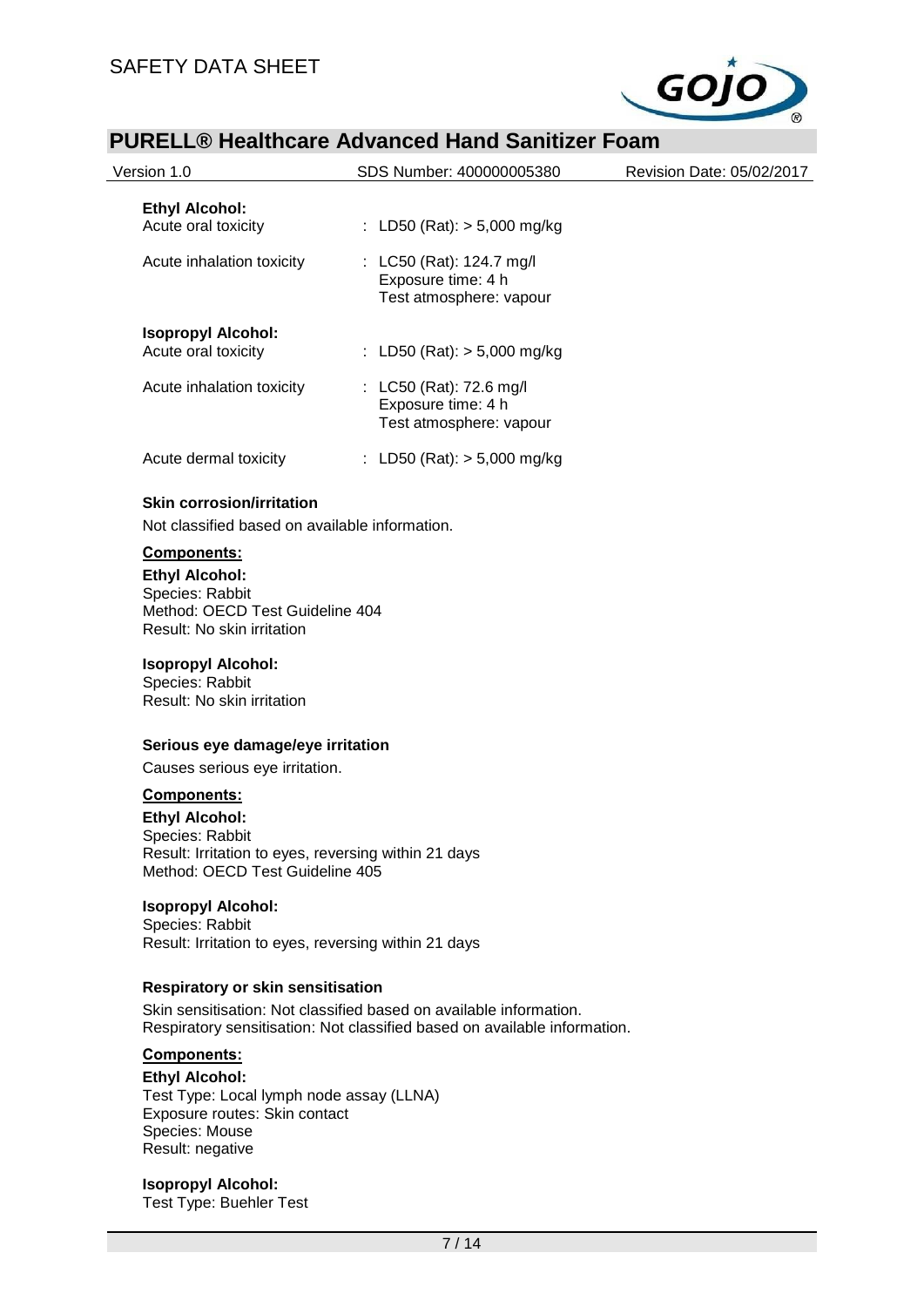**Ethyl Alcohol:**

Acute oral toxicity : LD50 (Rat): > 5,000 mg/kg

Acute inhalation toxicity : LC50 (Rat): 124.7 mg/l
Exposure time: 4 h
Test atmosphere: vapour

**Isopropyl Alcohol:**

Acute oral toxicity : LD50 (Rat): > 5,000 mg/kg

Acute inhalation toxicity : LC50 (Rat): 72.6 mg/l
Exposure time: 4 h
Test atmosphere: vapour

Acute dermal toxicity : LD50 (Rat): > 5,000 mg/kg

### Skin corrosion/irritation

Not classified based on available information.

**Components:**

**Ethyl Alcohol:**
Species: Rabbit
Method: OECD Test Guideline 404
Result: No skin irritation

**Isopropyl Alcohol:**
Species: Rabbit
Result: No skin irritation

### Serious eye damage/eye irritation

Causes serious eye irritation.

**Components:**

**Ethyl Alcohol:**
Species: Rabbit
Result: Irritation to eyes, reversing within 21 days
Method: OECD Test Guideline 405

**Isopropyl Alcohol:**
Species: Rabbit
Result: Irritation to eyes, reversing within 21 days

### Respiratory or skin sensitisation

Skin sensitisation: Not classified based on available information.
Respiratory sensitisation: Not classified based on available information.

**Components:**

**Ethyl Alcohol:**
Test Type: Local lymph node assay (LLNA)
Exposure routes: Skin contact
Species: Mouse
Result: negative

**Isopropyl Alcohol:**
Test Type: Buehler Test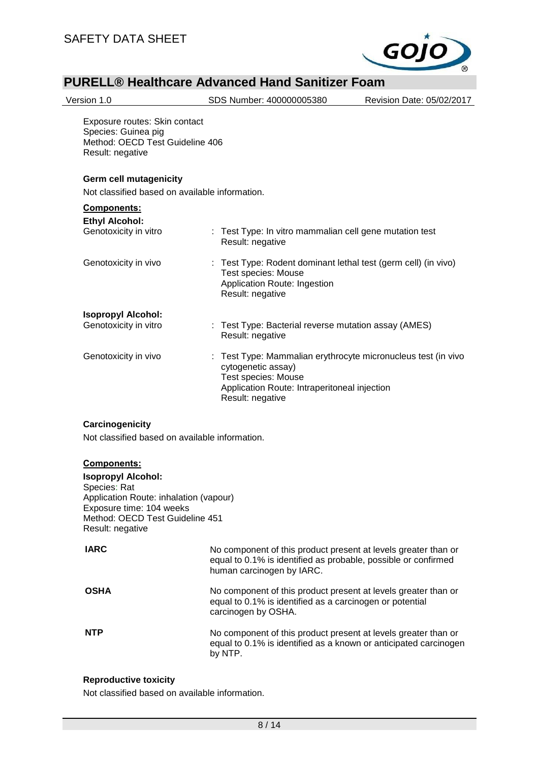Exposure routes: Skin contact
Species: Guinea pig
Method: OECD Test Guideline 406
Result: negative

**Germ cell mutagenicity**

Not classified based on available information.

**Components:**

**Ethyl Alcohol:**

| | |
|---|---|
| Genotoxicity in vitro | : Test Type: In vitro mammalian cell gene mutation test<br>Result: negative |
| Genotoxicity in vivo | : Test Type: Rodent dominant lethal test (germ cell) (in vivo)<br>Test species: Mouse<br>Application Route: Ingestion<br>Result: negative |

**Isopropyl Alcohol:**

| | |
|---|---|
| Genotoxicity in vitro | : Test Type: Bacterial reverse mutation assay (AMES)<br>Result: negative |
| Genotoxicity in vivo | : Test Type: Mammalian erythrocyte micronucleus test (in vivo cytogenetic assay)<br>Test species: Mouse<br>Application Route: Intraperitoneal injection<br>Result: negative |

**Carcinogenicity**

Not classified based on available information.

**Components:**

**Isopropyl Alcohol:**

Species: Rat
Application Route: inhalation (vapour)
Exposure time: 104 weeks
Method: OECD Test Guideline 451
Result: negative

| | |
|---|---|
| **IARC** | No component of this product present at levels greater than or equal to 0.1% is identified as probable, possible or confirmed human carcinogen by IARC. |
| **OSHA** | No component of this product present at levels greater than or equal to 0.1% is identified as a carcinogen or potential carcinogen by OSHA. |
| **NTP** | No component of this product present at levels greater than or equal to 0.1% is identified as a known or anticipated carcinogen by NTP. |

**Reproductive toxicity**

Not classified based on available information.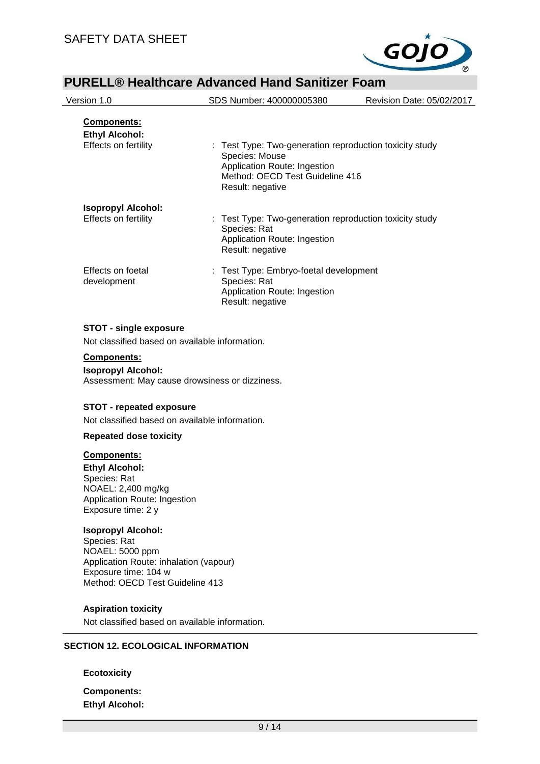**Components:**

**Ethyl Alcohol:**

Effects on fertility : Test Type: Two-generation reproduction toxicity study
Species: Mouse
Application Route: Ingestion
Method: OECD Test Guideline 416
Result: negative

**Isopropyl Alcohol:**

Effects on fertility : Test Type: Two-generation reproduction toxicity study
Species: Rat
Application Route: Ingestion
Result: negative

Effects on foetal development : Test Type: Embryo-foetal development
Species: Rat
Application Route: Ingestion
Result: negative

**STOT - single exposure**

Not classified based on available information.

**Components:**

**Isopropyl Alcohol:**
Assessment: May cause drowsiness or dizziness.

**STOT - repeated exposure**

Not classified based on available information.

**Repeated dose toxicity**

**Components:**

**Ethyl Alcohol:**
Species: Rat
NOAEL: 2,400 mg/kg
Application Route: Ingestion
Exposure time: 2 y

**Isopropyl Alcohol:**
Species: Rat
NOAEL: 5000 ppm
Application Route: inhalation (vapour)
Exposure time: 104 w
Method: OECD Test Guideline 413

**Aspiration toxicity**

Not classified based on available information.

## SECTION 12. ECOLOGICAL INFORMATION

**Ecotoxicity**

**Components:**

**Ethyl Alcohol:**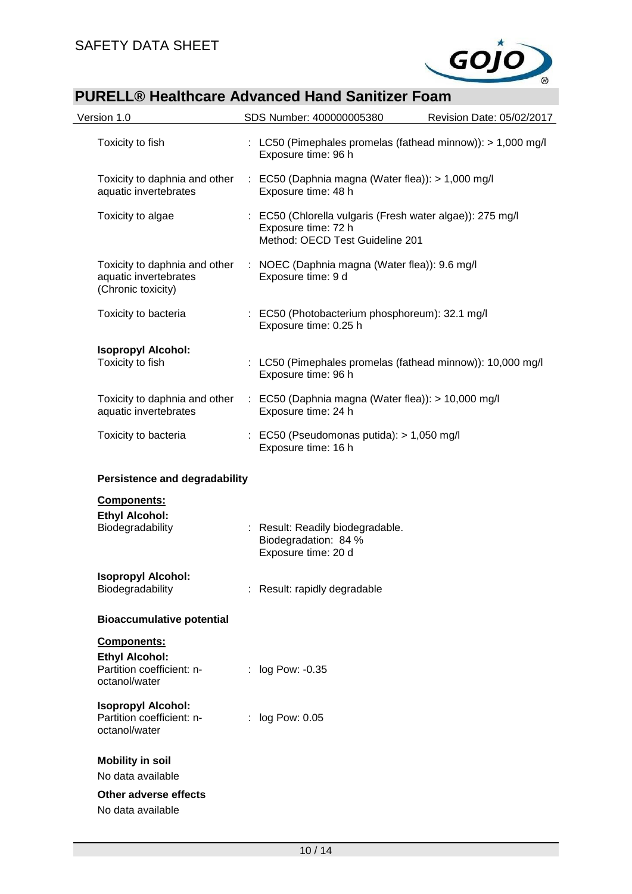| | |
|---|---|
| Toxicity to fish | : LC50 (Pimephales promelas (fathead minnow)): > 1,000 mg/l<br>Exposure time: 96 h |
| Toxicity to daphnia and other aquatic invertebrates | : EC50 (Daphnia magna (Water flea)): > 1,000 mg/l<br>Exposure time: 48 h |
| Toxicity to algae | : EC50 (Chlorella vulgaris (Fresh water algae)): 275 mg/l<br>Exposure time: 72 h<br>Method: OECD Test Guideline 201 |
| Toxicity to daphnia and other aquatic invertebrates (Chronic toxicity) | : NOEC (Daphnia magna (Water flea)): 9.6 mg/l<br>Exposure time: 9 d |
| Toxicity to bacteria | : EC50 (Photobacterium phosphoreum): 32.1 mg/l<br>Exposure time: 0.25 h |

**Isopropyl Alcohol:**

| | |
|---|---|
| Toxicity to fish | : LC50 (Pimephales promelas (fathead minnow)): 10,000 mg/l<br>Exposure time: 96 h |
| Toxicity to daphnia and other aquatic invertebrates | : EC50 (Daphnia magna (Water flea)): > 10,000 mg/l<br>Exposure time: 24 h |
| Toxicity to bacteria | : EC50 (Pseudomonas putida): > 1,050 mg/l<br>Exposure time: 16 h |

**Persistence and degradability**

**Components:**

**Ethyl Alcohol:**

Biodegradability : Result: Readily biodegradable.
Biodegradation: 84 %
Exposure time: 20 d

**Isopropyl Alcohol:**

Biodegradability : Result: rapidly degradable

**Bioaccumulative potential**

**Components:**

**Ethyl Alcohol:**

Partition coefficient: n-octanol/water : log Pow: -0.35

**Isopropyl Alcohol:**

Partition coefficient: n-octanol/water : log Pow: 0.05

**Mobility in soil**

No data available

**Other adverse effects**

No data available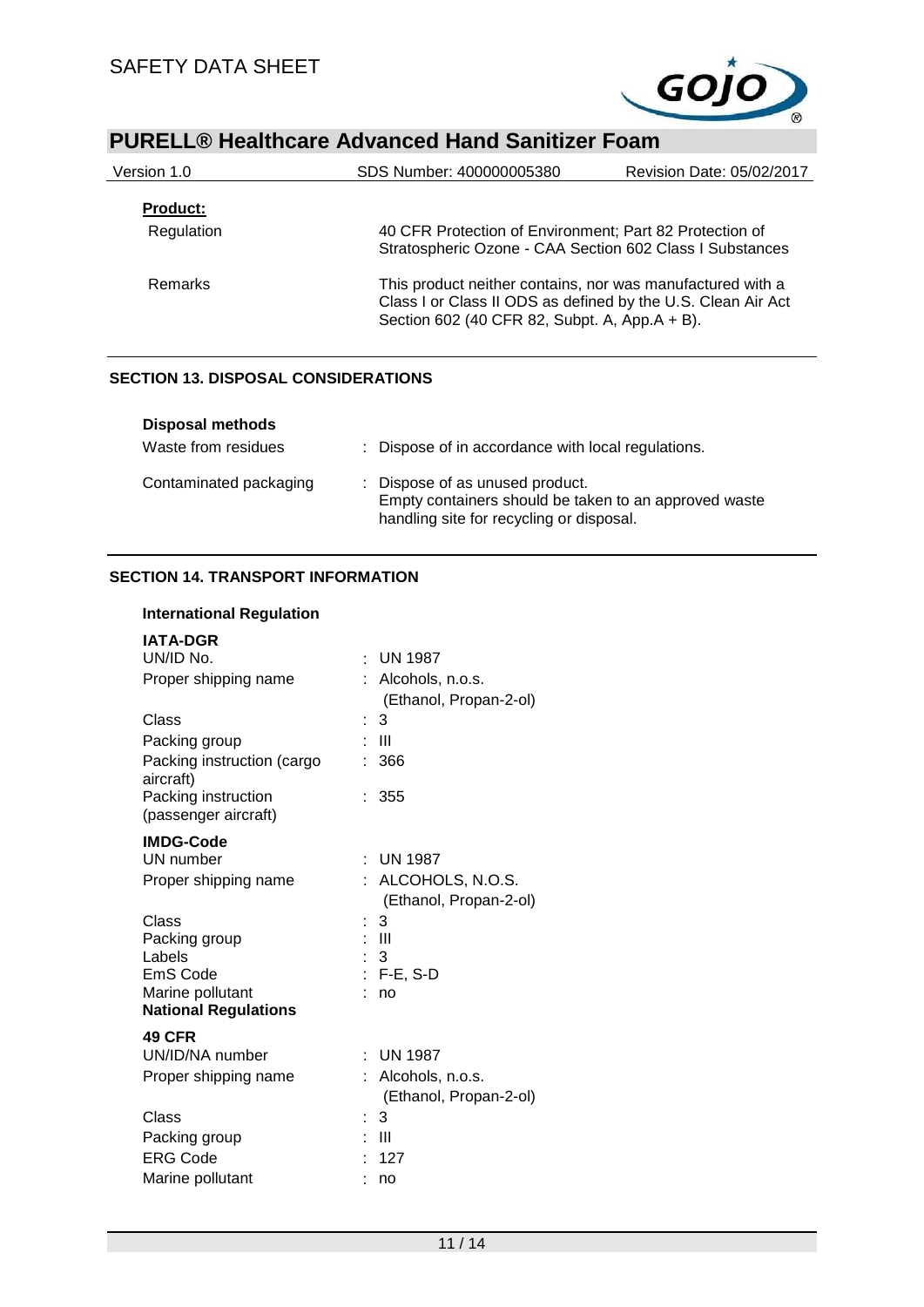**Product:**

| | |
|---|---|
| Regulation | 40 CFR Protection of Environment; Part 82 Protection of Stratospheric Ozone - CAA Section 602 Class I Substances |
| Remarks | This product neither contains, nor was manufactured with a Class I or Class II ODS as defined by the U.S. Clean Air Act Section 602 (40 CFR 82, Subpt. A, App.A + B). |

## SECTION 13. DISPOSAL CONSIDERATIONS

**Disposal methods**

| | |
|---|---|
| Waste from residues | : Dispose of in accordance with local regulations. |
| Contaminated packaging | : Dispose of as unused product. Empty containers should be taken to an approved waste handling site for recycling or disposal. |

## SECTION 14. TRANSPORT INFORMATION

**International Regulation**

**IATA-DGR**

| | |
|---|---|
| UN/ID No. | : UN 1987 |
| Proper shipping name | : Alcohols, n.o.s. (Ethanol, Propan-2-ol) |
| Class | : 3 |
| Packing group | : III |
| Packing instruction (cargo aircraft) | : 366 |
| Packing instruction (passenger aircraft) | : 355 |

**IMDG-Code**

| | |
|---|---|
| UN number | : UN 1987 |
| Proper shipping name | : ALCOHOLS, N.O.S. (Ethanol, Propan-2-ol) |
| Class | : 3 |
| Packing group | : III |
| Labels | : 3 |
| EmS Code | : F-E, S-D |
| Marine pollutant | : no |

**National Regulations**

**49 CFR**

| | |
|---|---|
| UN/ID/NA number | : UN 1987 |
| Proper shipping name | : Alcohols, n.o.s. (Ethanol, Propan-2-ol) |
| Class | : 3 |
| Packing group | : III |
| ERG Code | : 127 |
| Marine pollutant | : no |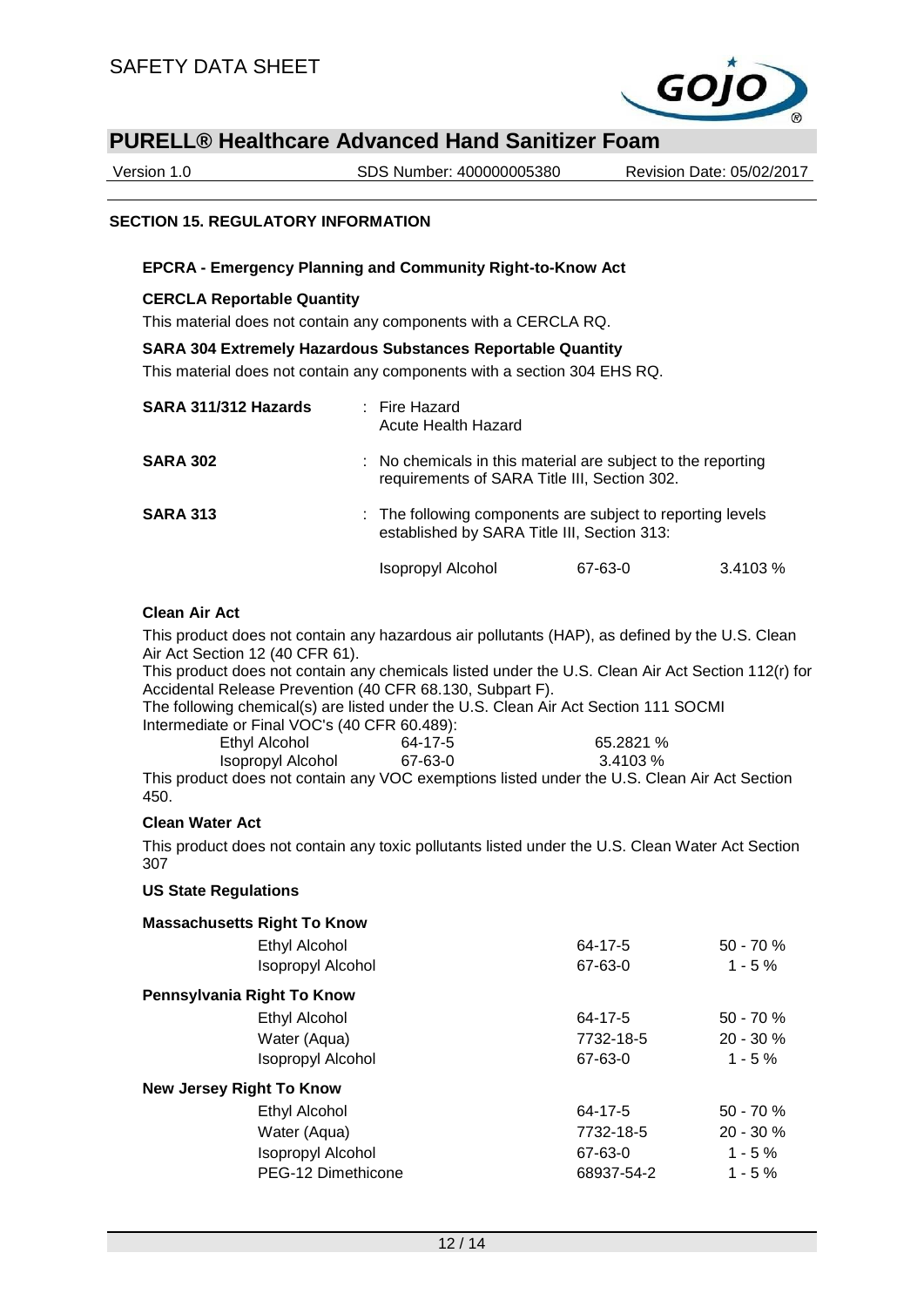## SECTION 15. REGULATORY INFORMATION

### EPCRA - Emergency Planning and Community Right-to-Know Act

**CERCLA Reportable Quantity**

This material does not contain any components with a CERCLA RQ.

**SARA 304 Extremely Hazardous Substances Reportable Quantity**

This material does not contain any components with a section 304 EHS RQ.

**SARA 311/312 Hazards** : Fire Hazard
Acute Health Hazard

**SARA 302** : No chemicals in this material are subject to the reporting requirements of SARA Title III, Section 302.

**SARA 313** : The following components are subject to reporting levels established by SARA Title III, Section 313:

| | | |
|---|---|---|
| Isopropyl Alcohol | 67-63-0 | 3.4103 % |

**Clean Air Act**

This product does not contain any hazardous air pollutants (HAP), as defined by the U.S. Clean Air Act Section 12 (40 CFR 61).

This product does not contain any chemicals listed under the U.S. Clean Air Act Section 112(r) for Accidental Release Prevention (40 CFR 68.130, Subpart F).

The following chemical(s) are listed under the U.S. Clean Air Act Section 111 SOCMI Intermediate or Final VOC's (40 CFR 60.489):

| | | |
|---|---|---|
| Ethyl Alcohol | 64-17-5 | 65.2821 % |
| Isopropyl Alcohol | 67-63-0 | 3.4103 % |

This product does not contain any VOC exemptions listed under the U.S. Clean Air Act Section 450.

**Clean Water Act**

This product does not contain any toxic pollutants listed under the U.S. Clean Water Act Section 307

**US State Regulations**

**Massachusetts Right To Know**

| | | |
|---|---|---|
| Ethyl Alcohol | 64-17-5 | 50 - 70 % |
| Isopropyl Alcohol | 67-63-0 | 1 - 5 % |

**Pennsylvania Right To Know**

| | | |
|---|---|---|
| Ethyl Alcohol | 64-17-5 | 50 - 70 % |
| Water (Aqua) | 7732-18-5 | 20 - 30 % |
| Isopropyl Alcohol | 67-63-0 | 1 - 5 % |

**New Jersey Right To Know**

| | | |
|---|---|---|
| Ethyl Alcohol | 64-17-5 | 50 - 70 % |
| Water (Aqua) | 7732-18-5 | 20 - 30 % |
| Isopropyl Alcohol | 67-63-0 | 1 - 5 % |
| PEG-12 Dimethicone | 68937-54-2 | 1 - 5 % |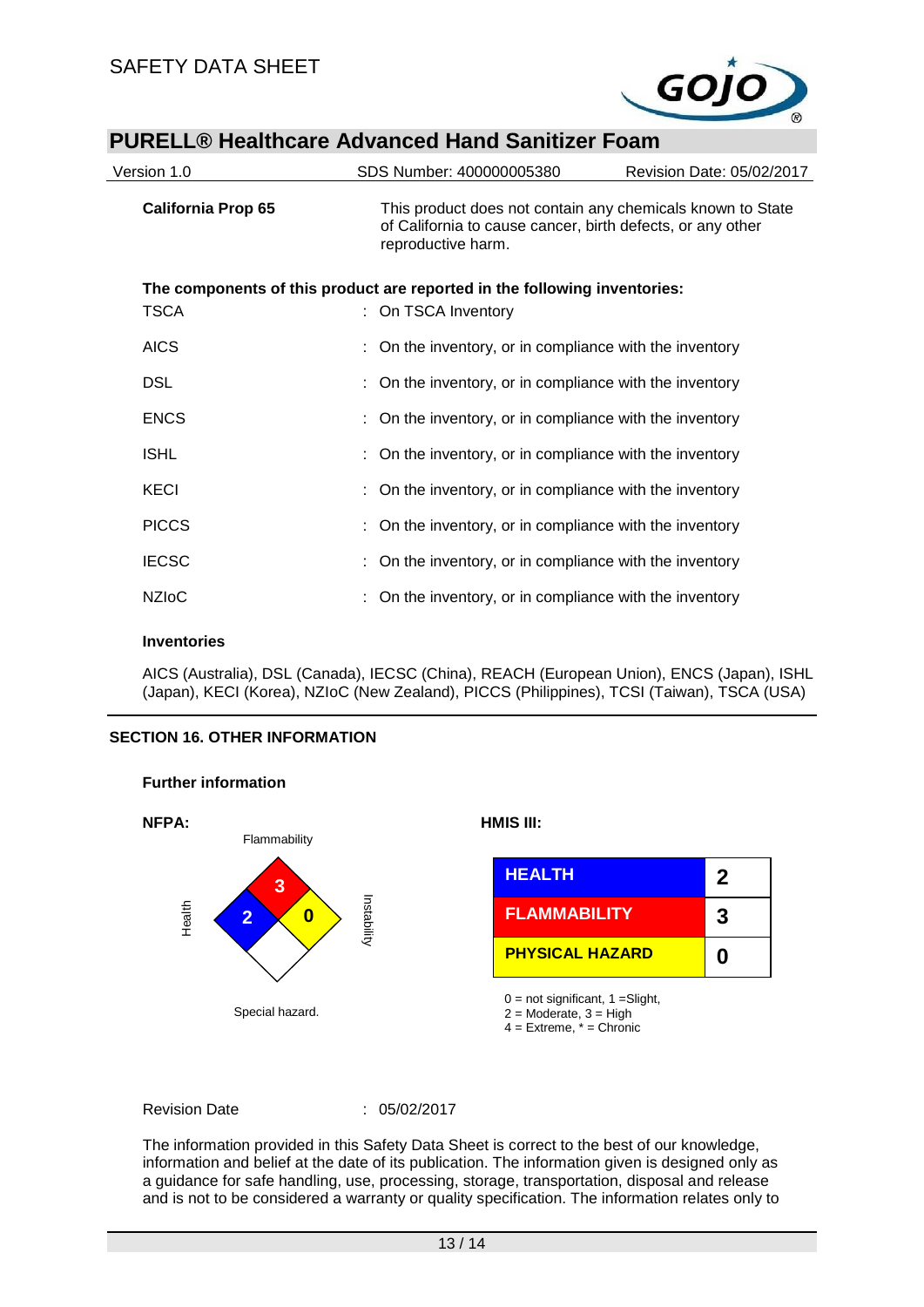**California Prop 65**

This product does not contain any chemicals known to State of California to cause cancer, birth defects, or any other reproductive harm.

**The components of this product are reported in the following inventories:**

| | |
|---|---|
| TSCA | : On TSCA Inventory |
| AICS | : On the inventory, or in compliance with the inventory |
| DSL | : On the inventory, or in compliance with the inventory |
| ENCS | : On the inventory, or in compliance with the inventory |
| ISHL | : On the inventory, or in compliance with the inventory |
| KECI | : On the inventory, or in compliance with the inventory |
| PICCS | : On the inventory, or in compliance with the inventory |
| IECSC | : On the inventory, or in compliance with the inventory |
| NZIoC | : On the inventory, or in compliance with the inventory |

**Inventories**

AICS (Australia), DSL (Canada), IECSC (China), REACH (European Union), ENCS (Japan), ISHL (Japan), KECI (Korea), NZIoC (New Zealand), PICCS (Philippines), TCSI (Taiwan), TSCA (USA)

## SECTION 16. OTHER INFORMATION

**Further information**

**NFPA:**

Flammability: 3
Health: 2
Instability: 0
Special hazard.

**HMIS III:**

| | |
|---|---|
| HEALTH | 2 |
| FLAMMABILITY | 3 |
| PHYSICAL HAZARD | 0 |

0 = not significant, 1 =Slight,
2 = Moderate, 3 = High
4 = Extreme, * = Chronic

Revision Date : 05/02/2017

The information provided in this Safety Data Sheet is correct to the best of our knowledge, information and belief at the date of its publication. The information given is designed only as a guidance for safe handling, use, processing, storage, transportation, disposal and release and is not to be considered a warranty or quality specification. The information relates only to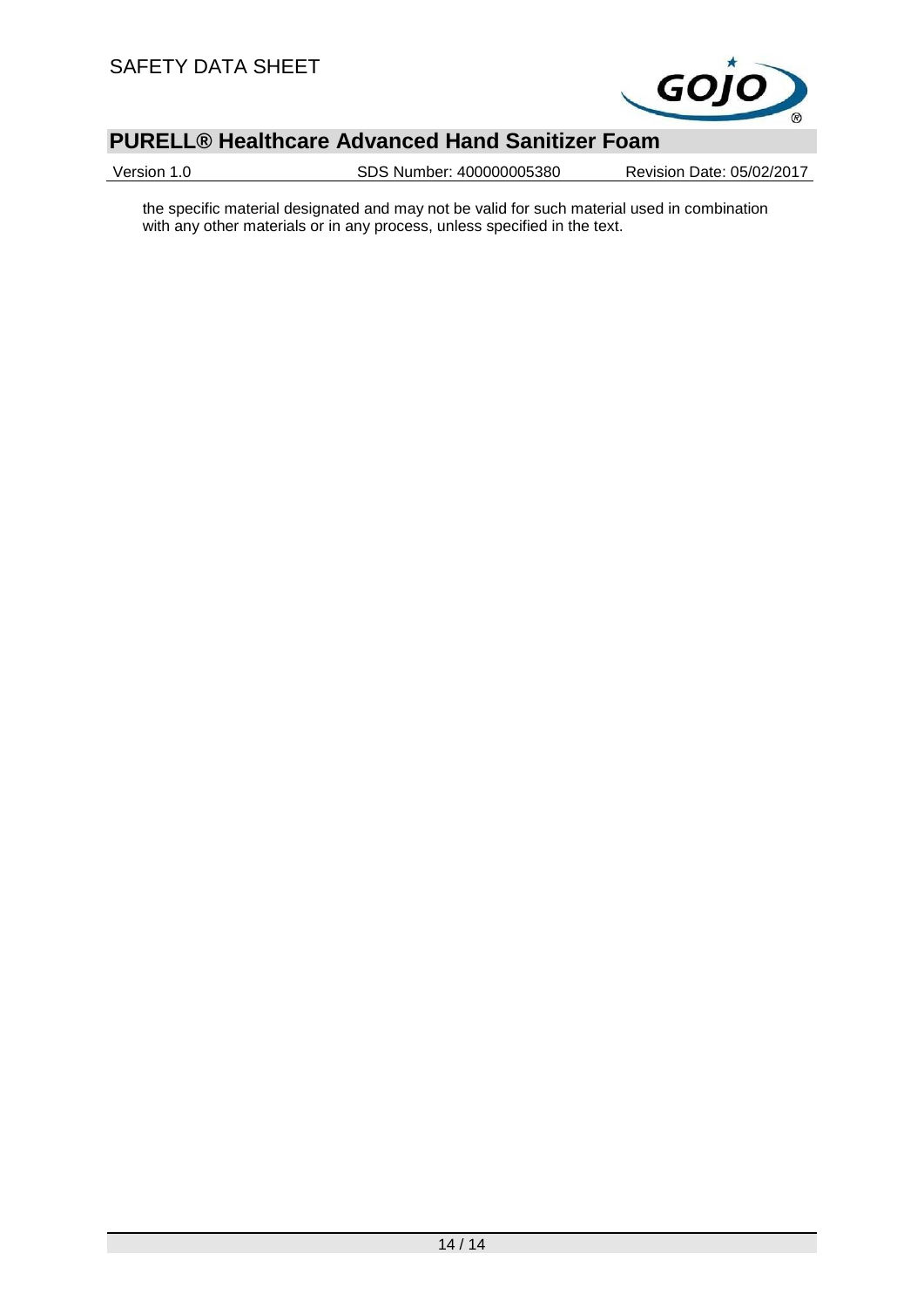the specific material designated and may not be valid for such material used in combination with any other materials or in any process, unless specified in the text.